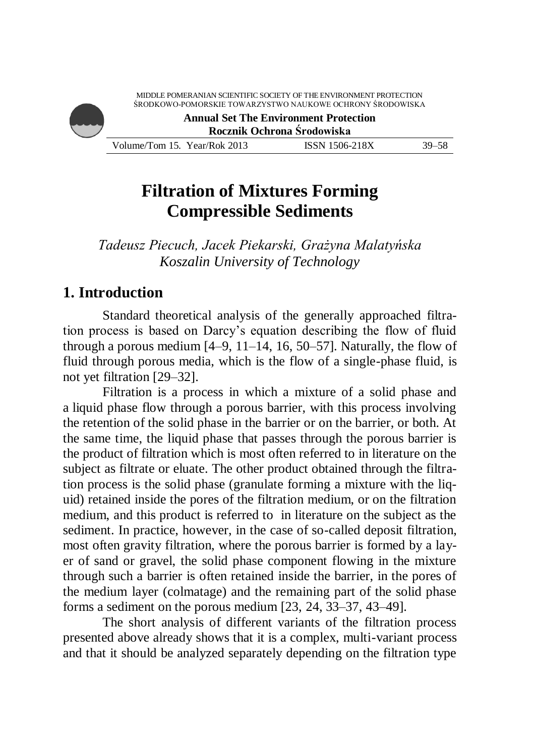# Filtration of Mixtures Forming Compressible Sediments

*Tadeusz Piecuch, Jacek Piekarski, Grażyna Malatyńska*
*Koszalin University of Technology*

## 1. Introduction

Standard theoretical analysis of the generally approached filtration process is based on Darcy's equation describing the flow of fluid through a porous medium [4–9, 11–14, 16, 50–57]. Naturally, the flow of fluid through porous media, which is the flow of a single-phase fluid, is not yet filtration [29–32].

Filtration is a process in which a mixture of a solid phase and a liquid phase flow through a porous barrier, with this process involving the retention of the solid phase in the barrier or on the barrier, or both. At the same time, the liquid phase that passes through the porous barrier is the product of filtration which is most often referred to in literature on the subject as filtrate or eluate. The other product obtained through the filtration process is the solid phase (granulate forming a mixture with the liquid) retained inside the pores of the filtration medium, or on the filtration medium, and this product is referred to in literature on the subject as the sediment. In practice, however, in the case of so-called deposit filtration, most often gravity filtration, where the porous barrier is formed by a layer of sand or gravel, the solid phase component flowing in the mixture through such a barrier is often retained inside the barrier, in the pores of the medium layer (colmatage) and the remaining part of the solid phase forms a sediment on the porous medium [23, 24, 33–37, 43–49].

The short analysis of different variants of the filtration process presented above already shows that it is a complex, multi-variant process and that it should be analyzed separately depending on the filtration type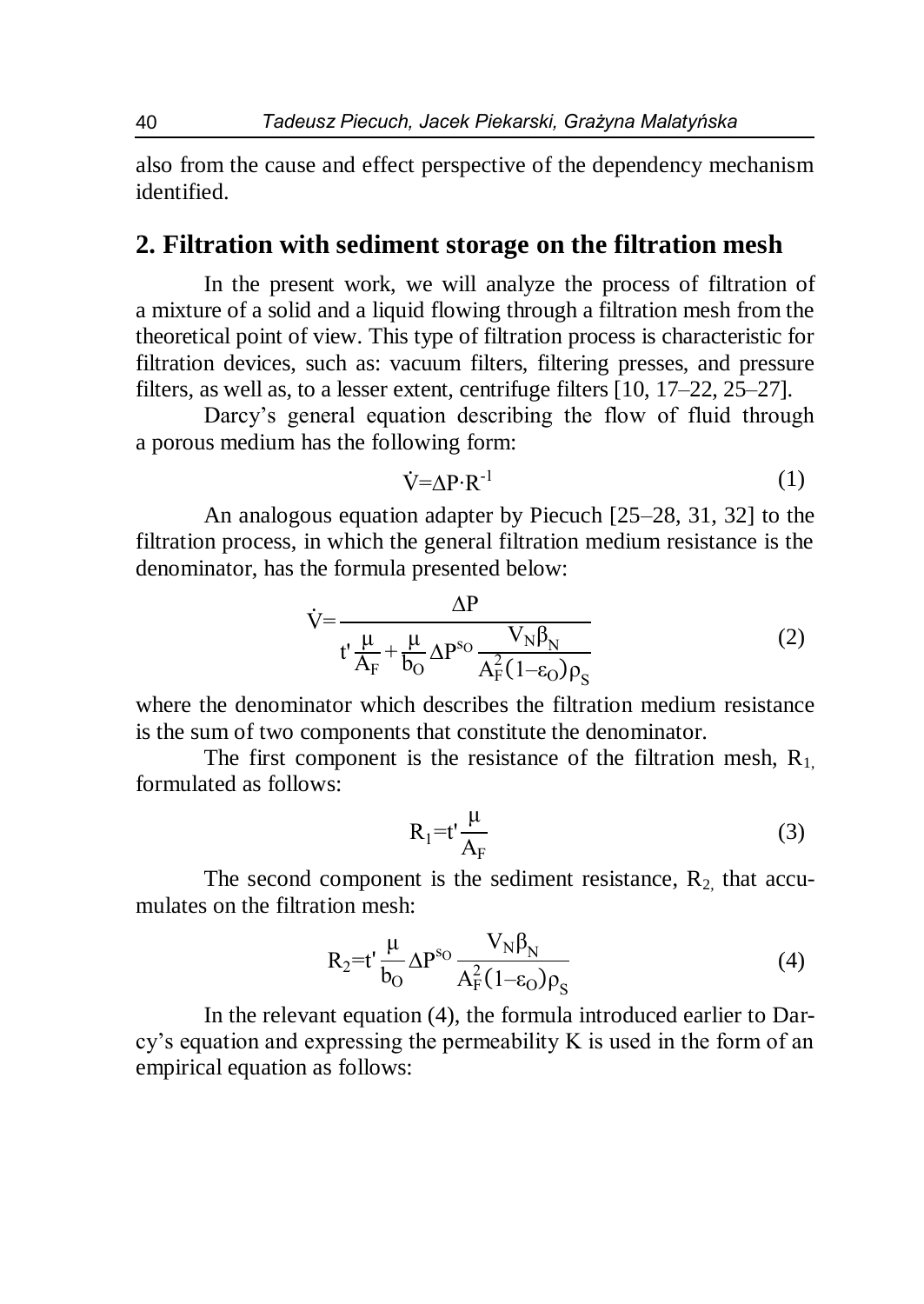also from the cause and effect perspective of the dependency mechanism identified.

## 2. Filtration with sediment storage on the filtration mesh

In the present work, we will analyze the process of filtration of a mixture of a solid and a liquid flowing through a filtration mesh from the theoretical point of view. This type of filtration process is characteristic for filtration devices, such as: vacuum filters, filtering presses, and pressure filters, as well as, to a lesser extent, centrifuge filters [10, 17–22, 25–27].

Darcy's general equation describing the flow of fluid through a porous medium has the following form:

$$\dot{V}=\Delta P \cdot R^{-1} \tag{1}$$

An analogous equation adapter by Piecuch [25–28, 31, 32] to the filtration process, in which the general filtration medium resistance is the denominator, has the formula presented below:

$$\dot{V}=\frac{\Delta P}{t'\frac{\mu}{A_F}+\frac{\mu}{b_O}\Delta P^{s_O}\frac{V_N \beta_N}{A_F^2(1-\varepsilon_O)\rho_S}} \tag{2}$$

where the denominator which describes the filtration medium resistance is the sum of two components that constitute the denominator.

The first component is the resistance of the filtration mesh, $R_1$, formulated as follows:

$$R_1=t'\frac{\mu}{A_F} \tag{3}$$

The second component is the sediment resistance, $R_2$, that accumulates on the filtration mesh:

$$R_2=t'\frac{\mu}{b_O}\Delta P^{s_O}\frac{V_N \beta_N}{A_F^2(1-\varepsilon_O)\rho_S} \tag{4}$$

In the relevant equation (4), the formula introduced earlier to Darcy's equation and expressing the permeability K is used in the form of an empirical equation as follows: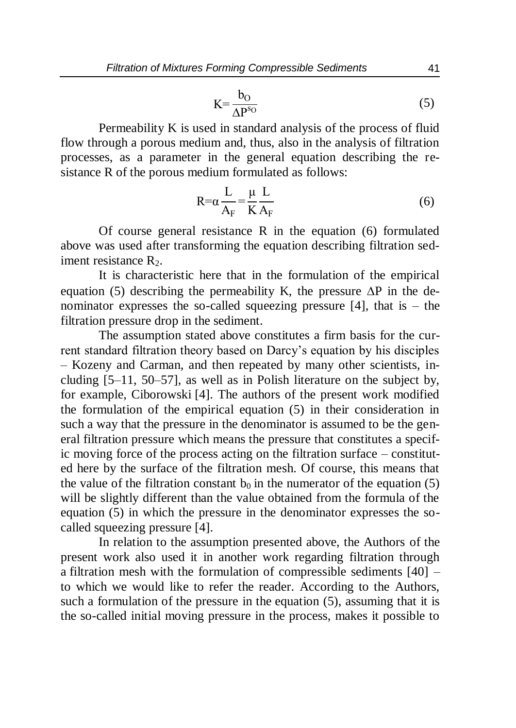$$K = \frac{b_O}{\Delta P^{s_O}} \tag{5}$$

Permeability K is used in standard analysis of the process of fluid flow through a porous medium and, thus, also in the analysis of filtration processes, as a parameter in the general equation describing the resistance R of the porous medium formulated as follows:

$$R = \alpha \frac{L}{A_F} = \frac{\mu}{K} \frac{L}{A_F} \tag{6}$$

Of course general resistance R in the equation (6) formulated above was used after transforming the equation describing filtration sediment resistance $R_2$.

It is characteristic here that in the formulation of the empirical equation (5) describing the permeability K, the pressure $\Delta P$ in the denominator expresses the so-called squeezing pressure [4], that is – the filtration pressure drop in the sediment.

The assumption stated above constitutes a firm basis for the current standard filtration theory based on Darcy's equation by his disciples – Kozeny and Carman, and then repeated by many other scientists, including [5–11, 50–57], as well as in Polish literature on the subject by, for example, Ciborowski [4]. The authors of the present work modified the formulation of the empirical equation (5) in their consideration in such a way that the pressure in the denominator is assumed to be the general filtration pressure which means the pressure that constitutes a specific moving force of the process acting on the filtration surface – constituted here by the surface of the filtration mesh. Of course, this means that the value of the filtration constant $b_0$ in the numerator of the equation (5) will be slightly different than the value obtained from the formula of the equation (5) in which the pressure in the denominator expresses the so-called squeezing pressure [4].

In relation to the assumption presented above, the Authors of the present work also used it in another work regarding filtration through a filtration mesh with the formulation of compressible sediments [40] – to which we would like to refer the reader. According to the Authors, such a formulation of the pressure in the equation (5), assuming that it is the so-called initial moving pressure in the process, makes it possible to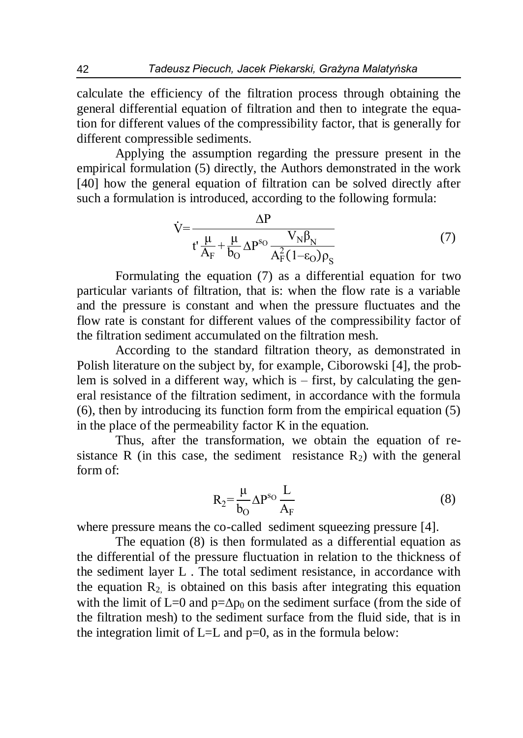calculate the efficiency of the filtration process through obtaining the general differential equation of filtration and then to integrate the equation for different values of the compressibility factor, that is generally for different compressible sediments.

Applying the assumption regarding the pressure present in the empirical formulation (5) directly, the Authors demonstrated in the work [40] how the general equation of filtration can be solved directly after such a formulation is introduced, according to the following formula:

$$\dot{V} = \frac{\Delta P}{t' \frac{\mu}{A_F} + \frac{\mu}{b_O} \Delta P^{s_O} \frac{V_N \beta_N}{A_F^2 (1-\varepsilon_O) \rho_S}} \tag{7}$$

Formulating the equation (7) as a differential equation for two particular variants of filtration, that is: when the flow rate is a variable and the pressure is constant and when the pressure fluctuates and the flow rate is constant for different values of the compressibility factor of the filtration sediment accumulated on the filtration mesh.

According to the standard filtration theory, as demonstrated in Polish literature on the subject by, for example, Ciborowski [4], the problem is solved in a different way, which is – first, by calculating the general resistance of the filtration sediment, in accordance with the formula (6), then by introducing its function form from the empirical equation (5) in the place of the permeability factor K in the equation.

Thus, after the transformation, we obtain the equation of resistance R (in this case, the sediment resistance $R_2$) with the general form of:

$$R_2 = \frac{\mu}{b_O} \Delta P^{s_O} \frac{L}{A_F} \tag{8}$$

where pressure means the co-called sediment squeezing pressure [4].

The equation (8) is then formulated as a differential equation as the differential of the pressure fluctuation in relation to the thickness of the sediment layer L . The total sediment resistance, in accordance with the equation $R_2$, is obtained on this basis after integrating this equation with the limit of L=0 and $p=\Delta p_0$ on the sediment surface (from the side of the filtration mesh) to the sediment surface from the fluid side, that is in the integration limit of L=L and p=0, as in the formula below: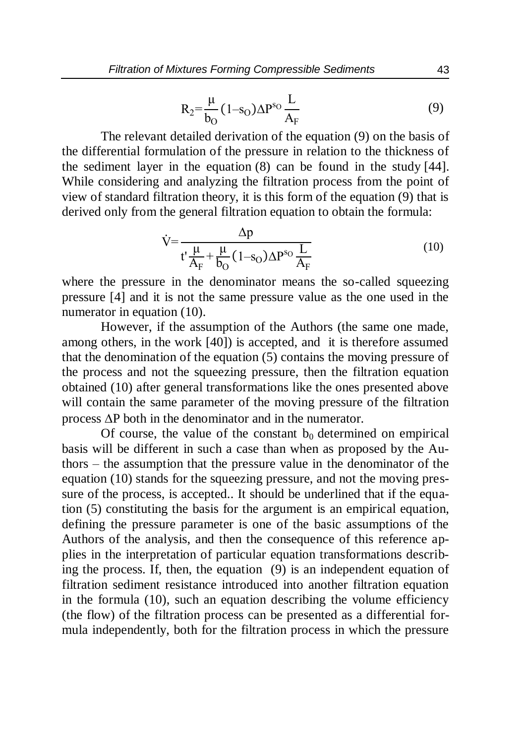$$R_2 = \frac{\mu}{b_O}(1 - s_O)\Delta P^{s_O}\frac{L}{A_F} \tag{9}$$

The relevant detailed derivation of the equation (9) on the basis of the differential formulation of the pressure in relation to the thickness of the sediment layer in the equation (8) can be found in the study [44]. While considering and analyzing the filtration process from the point of view of standard filtration theory, it is this form of the equation (9) that is derived only from the general filtration equation to obtain the formula:

$$\dot{V} = \frac{\Delta p}{t'\frac{\mu}{A_F} + \frac{\mu}{b_O}(1 - s_O)\Delta P^{s_O}\frac{L}{A_F}} \tag{10}$$

where the pressure in the denominator means the so-called squeezing pressure [4] and it is not the same pressure value as the one used in the numerator in equation (10).

However, if the assumption of the Authors (the same one made, among others, in the work [40]) is accepted, and it is therefore assumed that the denomination of the equation (5) contains the moving pressure of the process and not the squeezing pressure, then the filtration equation obtained (10) after general transformations like the ones presented above will contain the same parameter of the moving pressure of the filtration process $\Delta P$ both in the denominator and in the numerator.

Of course, the value of the constant $b_0$ determined on empirical basis will be different in such a case than when as proposed by the Authors – the assumption that the pressure value in the denominator of the equation (10) stands for the squeezing pressure, and not the moving pressure of the process, is accepted.. It should be underlined that if the equation (5) constituting the basis for the argument is an empirical equation, defining the pressure parameter is one of the basic assumptions of the Authors of the analysis, and then the consequence of this reference applies in the interpretation of particular equation transformations describing the process. If, then, the equation (9) is an independent equation of filtration sediment resistance introduced into another filtration equation in the formula (10), such an equation describing the volume efficiency (the flow) of the filtration process can be presented as a differential formula independently, both for the filtration process in which the pressure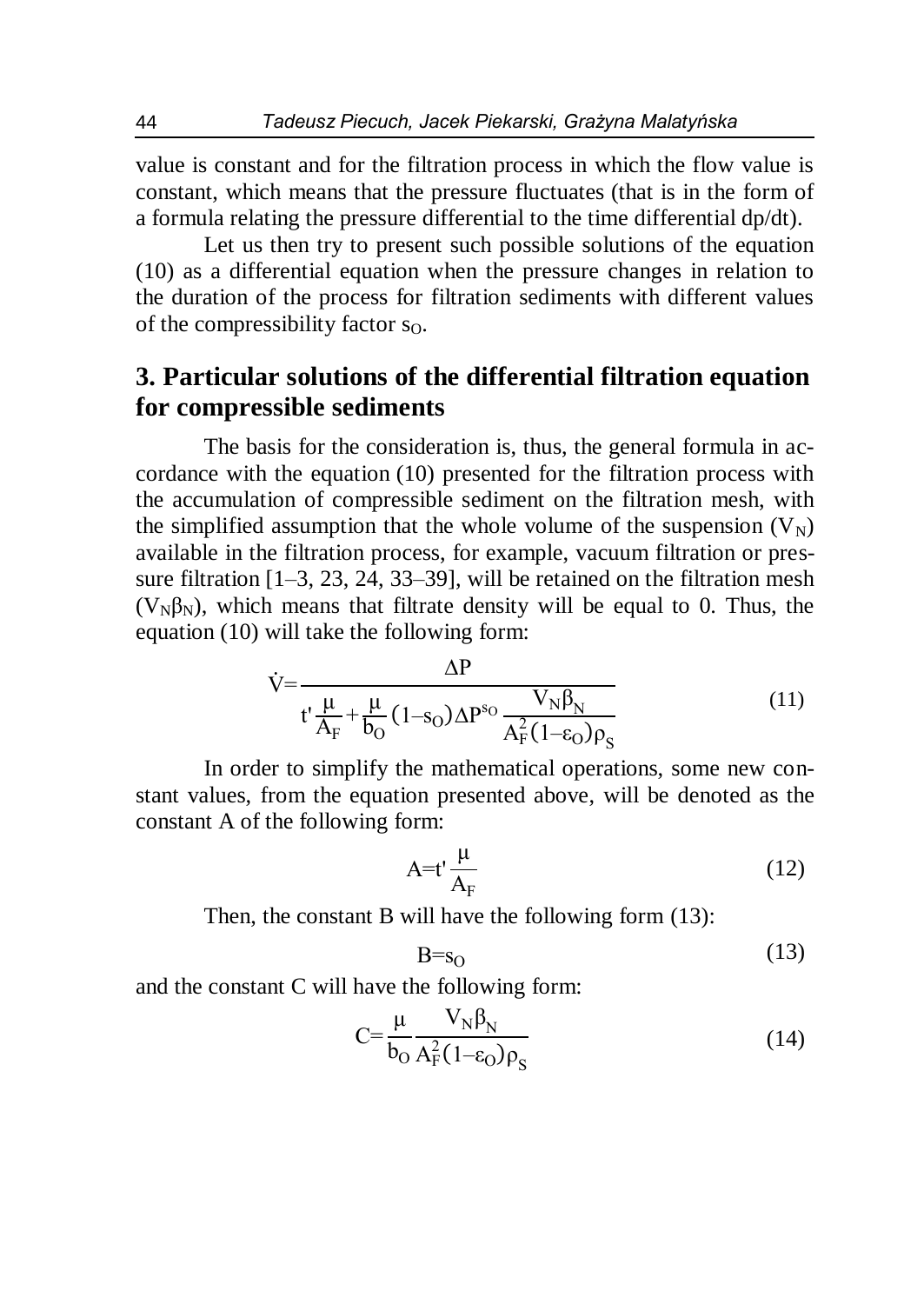value is constant and for the filtration process in which the flow value is constant, which means that the pressure fluctuates (that is in the form of a formula relating the pressure differential to the time differential dp/dt).

Let us then try to present such possible solutions of the equation (10) as a differential equation when the pressure changes in relation to the duration of the process for filtration sediments with different values of the compressibility factor $s_O$.

## 3. Particular solutions of the differential filtration equation for compressible sediments

The basis for the consideration is, thus, the general formula in accordance with the equation (10) presented for the filtration process with the accumulation of compressible sediment on the filtration mesh, with the simplified assumption that the whole volume of the suspension ($V_N$) available in the filtration process, for example, vacuum filtration or pressure filtration [1–3, 23, 24, 33–39], will be retained on the filtration mesh ($V_N\beta_N$), which means that filtrate density will be equal to 0. Thus, the equation (10) will take the following form:

$$\dot{V}=\frac{\Delta P}{t'\frac{\mu}{A_F}+\frac{\mu}{b_O}(1-s_O)\Delta P^{s_O}\frac{V_N\beta_N}{A_F^2(1-\varepsilon_O)\rho_S}} \tag{11}$$

In order to simplify the mathematical operations, some new constant values, from the equation presented above, will be denoted as the constant A of the following form:

$$A=t'\frac{\mu}{A_F} \tag{12}$$

Then, the constant B will have the following form (13):

$$B=s_O \tag{13}$$

and the constant C will have the following form:

$$C=\frac{\mu}{b_O}\frac{V_N\beta_N}{A_F^2(1-\varepsilon_O)\rho_S} \tag{14}$$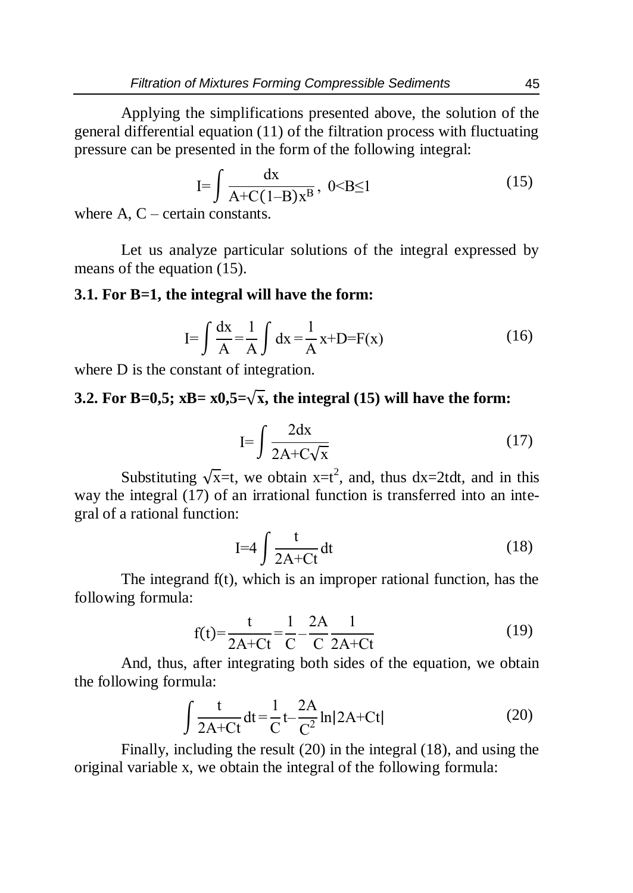Applying the simplifications presented above, the solution of the general differential equation (11) of the filtration process with fluctuating pressure can be presented in the form of the following integral:

$$\mathrm{I}=\int \frac{dx}{A+C(1-B)x^{B}}, \ 0<B\leq 1 \tag{15}$$

where A, C – certain constants.

Let us analyze particular solutions of the integral expressed by means of the equation (15).

### 3.1. For B=1, the integral will have the form:

$$\mathrm{I}=\int \frac{dx}{A}=\frac{1}{A}\int dx=\frac{1}{A}x+D=F(x) \tag{16}$$

where D is the constant of integration.

### 3.2. For B=0,5; xB= x0,5=$\sqrt{x}$, the integral (15) will have the form:

$$\mathrm{I}=\int \frac{2dx}{2A+C\sqrt{x}} \tag{17}$$

Substituting $\sqrt{x}=t$, we obtain $x=t^2$, and, thus $dx=2tdt$, and in this way the integral (17) of an irrational function is transferred into an integral of a rational function:

$$\mathrm{I}=4\int \frac{t}{2A+Ct}dt \tag{18}$$

The integrand f(t), which is an improper rational function, has the following formula:

$$f(t)=\frac{t}{2A+Ct}=\frac{1}{C}-\frac{2A}{C}\frac{1}{2A+Ct} \tag{19}$$

And, thus, after integrating both sides of the equation, we obtain the following formula:

$$\int \frac{t}{2A+Ct}dt=\frac{1}{C}t-\frac{2A}{C^2}\ln|2A+Ct| \tag{20}$$

Finally, including the result (20) in the integral (18), and using the original variable x, we obtain the integral of the following formula: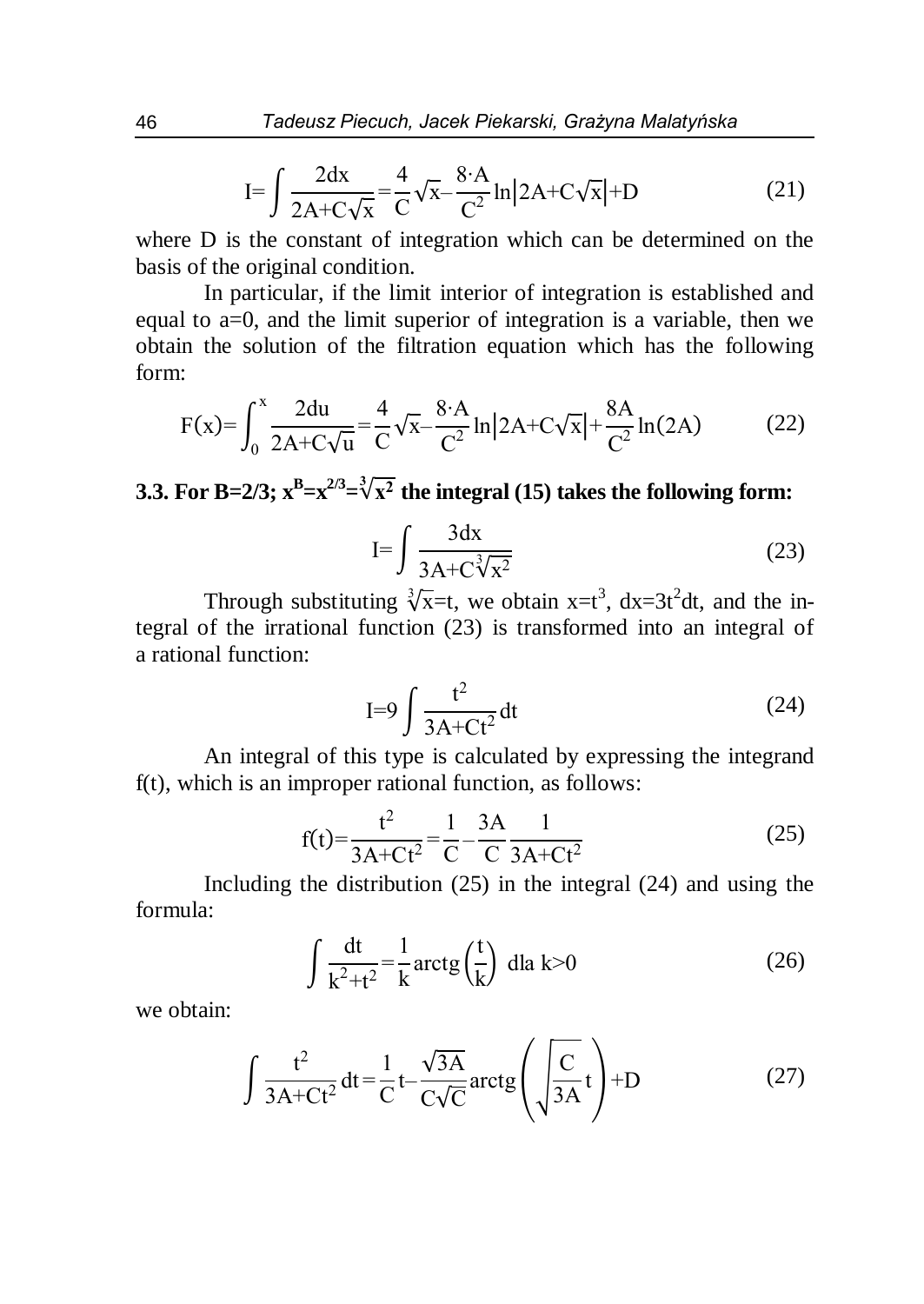$$I=\int \frac{2dx}{2A+C\sqrt{x}}=\frac{4}{C}\sqrt{x}-\frac{8\cdot A}{C^2}\ln\left|2A+C\sqrt{x}\right|+D \tag{21}$$

where D is the constant of integration which can be determined on the basis of the original condition.

In particular, if the limit interior of integration is established and equal to a=0, and the limit superior of integration is a variable, then we obtain the solution of the filtration equation which has the following form:

$$F(x)=\int_0^x \frac{2du}{2A+C\sqrt{u}}=\frac{4}{C}\sqrt{x}-\frac{8\cdot A}{C^2}\ln\left|2A+C\sqrt{x}\right|+\frac{8A}{C^2}\ln(2A) \tag{22}$$

### 3.3. For $B=2/3$; $x^B=x^{2/3}=\sqrt[3]{x^2}$ the integral (15) takes the following form:

$$I=\int \frac{3dx}{3A+C\sqrt[3]{x^2}} \tag{23}$$

Through substituting $\sqrt[3]{x}=t$, we obtain $x=t^3$, $dx=3t^2dt$, and the integral of the irrational function (23) is transformed into an integral of a rational function:

$$I=9\int \frac{t^2}{3A+Ct^2}dt \tag{24}$$

An integral of this type is calculated by expressing the integrand f(t), which is an improper rational function, as follows:

$$f(t)=\frac{t^2}{3A+Ct^2}=\frac{1}{C}-\frac{3A}{C}\frac{1}{3A+Ct^2} \tag{25}$$

Including the distribution (25) in the integral (24) and using the formula:

$$\int \frac{dt}{k^2+t^2}=\frac{1}{k}\operatorname{arctg}\left(\frac{t}{k}\right) \text{ dla } k>0 \tag{26}$$

we obtain:

$$\int \frac{t^2}{3A+Ct^2}dt=\frac{1}{C}t-\frac{\sqrt{3A}}{C\sqrt{C}}\operatorname{arctg}\left(\sqrt{\frac{C}{3A}}t\right)+D \tag{27}$$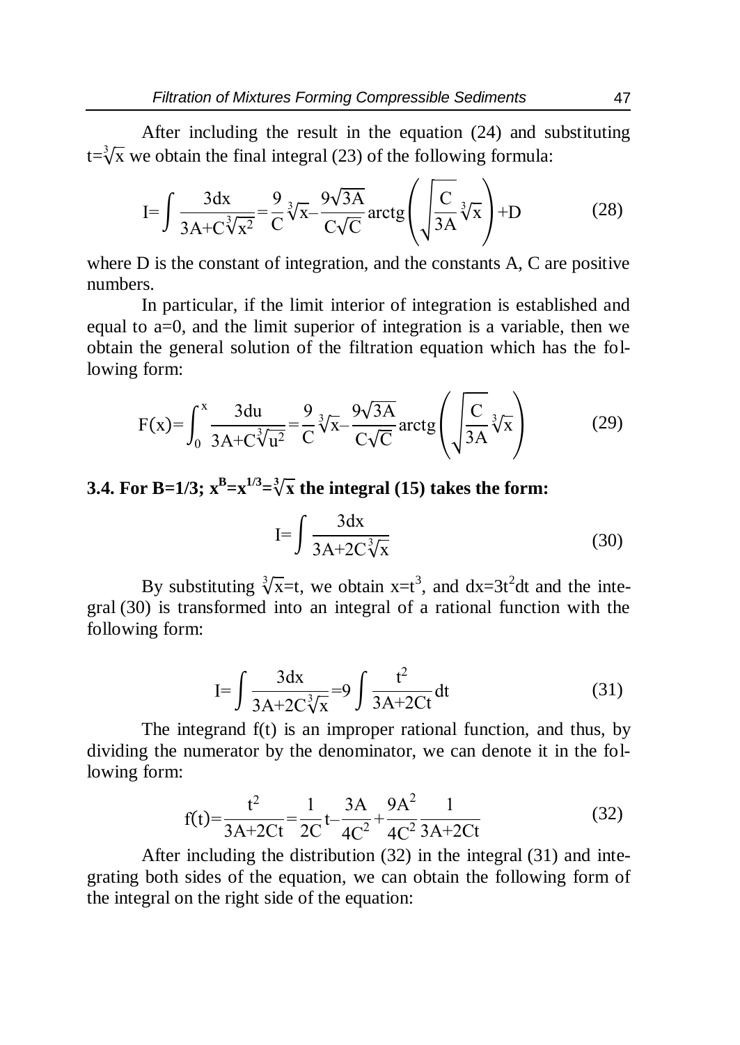After including the result in the equation (24) and substituting $t=\sqrt[3]{x}$ we obtain the final integral (23) of the following formula:

$$I=\int \frac{3dx}{3A+C\sqrt[3]{x^2}}=\frac{9}{C}\sqrt[3]{x}-\frac{9\sqrt{3A}}{C\sqrt{C}}\operatorname{arctg}\left(\sqrt{\frac{C}{3A}}\sqrt[3]{x}\right)+D \tag{28}$$

where D is the constant of integration, and the constants A, C are positive numbers.

In particular, if the limit interior of integration is established and equal to a=0, and the limit superior of integration is a variable, then we obtain the general solution of the filtration equation which has the following form:

$$F(x)=\int_0^x \frac{3du}{3A+C\sqrt[3]{u^2}}=\frac{9}{C}\sqrt[3]{x}-\frac{9\sqrt{3A}}{C\sqrt{C}}\operatorname{arctg}\left(\sqrt{\frac{C}{3A}}\sqrt[3]{x}\right) \tag{29}$$

### 3.4. For B=1/3; $x^B=x^{1/3}=\sqrt[3]{x}$ the integral (15) takes the form:

$$I=\int \frac{3dx}{3A+2C\sqrt[3]{x}} \tag{30}$$

By substituting $\sqrt[3]{x}=t$, we obtain $x=t^3$, and $dx=3t^2dt$ and the integral (30) is transformed into an integral of a rational function with the following form:

$$I=\int \frac{3dx}{3A+2C\sqrt[3]{x}}=9\int \frac{t^2}{3A+2Ct}dt \tag{31}$$

The integrand f(t) is an improper rational function, and thus, by dividing the numerator by the denominator, we can denote it in the following form:

$$f(t)=\frac{t^2}{3A+2Ct}=\frac{1}{2C}t-\frac{3A}{4C^2}+\frac{9A^2}{4C^2}\frac{1}{3A+2Ct} \tag{32}$$

After including the distribution (32) in the integral (31) and integrating both sides of the equation, we can obtain the following form of the integral on the right side of the equation: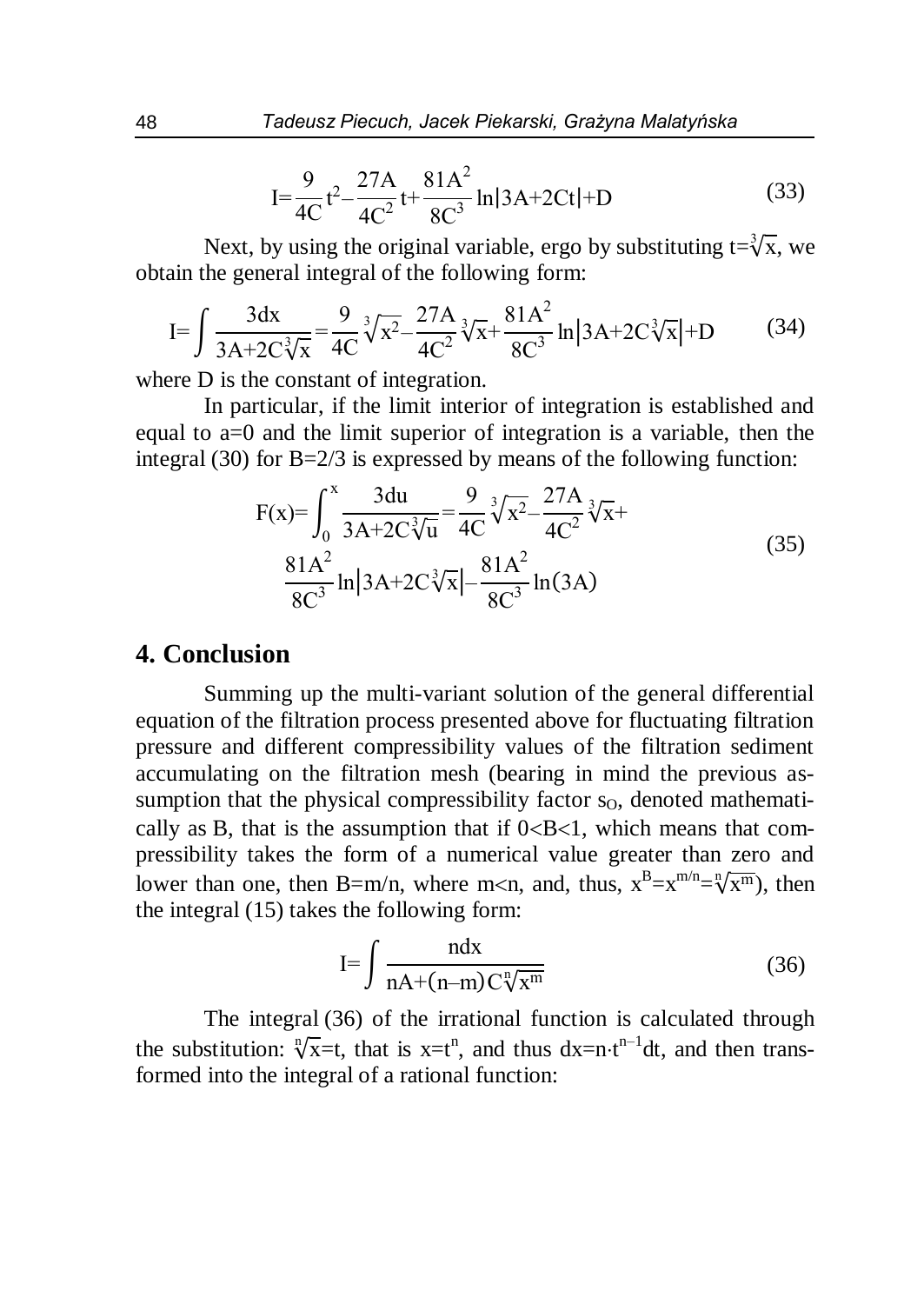$$I=\frac{9}{4C}t^2-\frac{27A}{4C^2}t+\frac{81A^2}{8C^3}\ln|3A+2Ct|+D \tag{33}$$

Next, by using the original variable, ergo by substituting $t=\sqrt[3]{x}$, we obtain the general integral of the following form:

$$I=\int\frac{3dx}{3A+2C\sqrt[3]{x}}=\frac{9}{4C}\sqrt[3]{x^2}-\frac{27A}{4C^2}\sqrt[3]{x}+\frac{81A^2}{8C^3}\ln\left|3A+2C\sqrt[3]{x}\right|+D \tag{34}$$

where D is the constant of integration.

In particular, if the limit interior of integration is established and equal to a=0 and the limit superior of integration is a variable, then the integral (30) for B=2/3 is expressed by means of the following function:

$$F(x)=\int_0^x\frac{3du}{3A+2C\sqrt[3]{u}}=\frac{9}{4C}\sqrt[3]{x^2}-\frac{27A}{4C^2}\sqrt[3]{x}+\frac{81A^2}{8C^3}\ln\left|3A+2C\sqrt[3]{x}\right|-\frac{81A^2}{8C^3}\ln(3A) \tag{35}$$

# 4. Conclusion

Summing up the multi-variant solution of the general differential equation of the filtration process presented above for fluctuating filtration pressure and different compressibility values of the filtration sediment accumulating on the filtration mesh (bearing in mind the previous assumption that the physical compressibility factor $s_O$, denoted mathematically as B, that is the assumption that if $0<B<1$, which means that compressibility takes the form of a numerical value greater than zero and lower than one, then $B=m/n$, where $m<n$, and, thus, $x^B=x^{m/n}=\sqrt[n]{x^m}$), then the integral (15) takes the following form:

$$I=\int\frac{ndx}{nA+(n-m)C\sqrt[n]{x^m}} \tag{36}$$

The integral (36) of the irrational function is calculated through the substitution: $\sqrt[n]{x}=t$, that is $x=t^n$, and thus $dx=n\cdot t^{n-1}dt$, and then transformed into the integral of a rational function: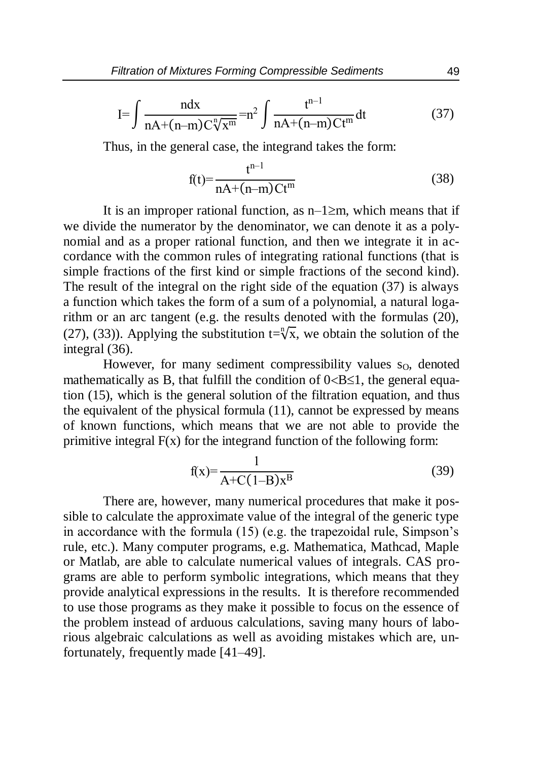$$I=\int \frac{n\,dx}{nA+(n-m)C\sqrt[n]{x^m}}=n^2\int \frac{t^{n-1}}{nA+(n-m)Ct^m}dt \tag{37}$$

Thus, in the general case, the integrand takes the form:

$$f(t)=\frac{t^{n-1}}{nA+(n-m)Ct^m} \tag{38}$$

It is an improper rational function, as $n-1 \geq m$, which means that if we divide the numerator by the denominator, we can denote it as a polynomial and as a proper rational function, and then we integrate it in accordance with the common rules of integrating rational functions (that is simple fractions of the first kind or simple fractions of the second kind). The result of the integral on the right side of the equation (37) is always a function which takes the form of a sum of a polynomial, a natural logarithm or an arc tangent (e.g. the results denoted with the formulas (20), (27), (33)). Applying the substitution $t=\sqrt[n]{x}$, we obtain the solution of the integral (36).

However, for many sediment compressibility values $s_O$, denoted mathematically as B, that fulfill the condition of $0<B\leq 1$, the general equation (15), which is the general solution of the filtration equation, and thus the equivalent of the physical formula (11), cannot be expressed by means of known functions, which means that we are not able to provide the primitive integral $F(x)$ for the integrand function of the following form:

$$f(x)=\frac{1}{A+C(1-B)x^B} \tag{39}$$

There are, however, many numerical procedures that make it possible to calculate the approximate value of the integral of the generic type in accordance with the formula (15) (e.g. the trapezoidal rule, Simpson's rule, etc.). Many computer programs, e.g. Mathematica, Mathcad, Maple or Matlab, are able to calculate numerical values of integrals. CAS programs are able to perform symbolic integrations, which means that they provide analytical expressions in the results. It is therefore recommended to use those programs as they make it possible to focus on the essence of the problem instead of arduous calculations, saving many hours of laborious algebraic calculations as well as avoiding mistakes which are, unfortunately, frequently made [41–49].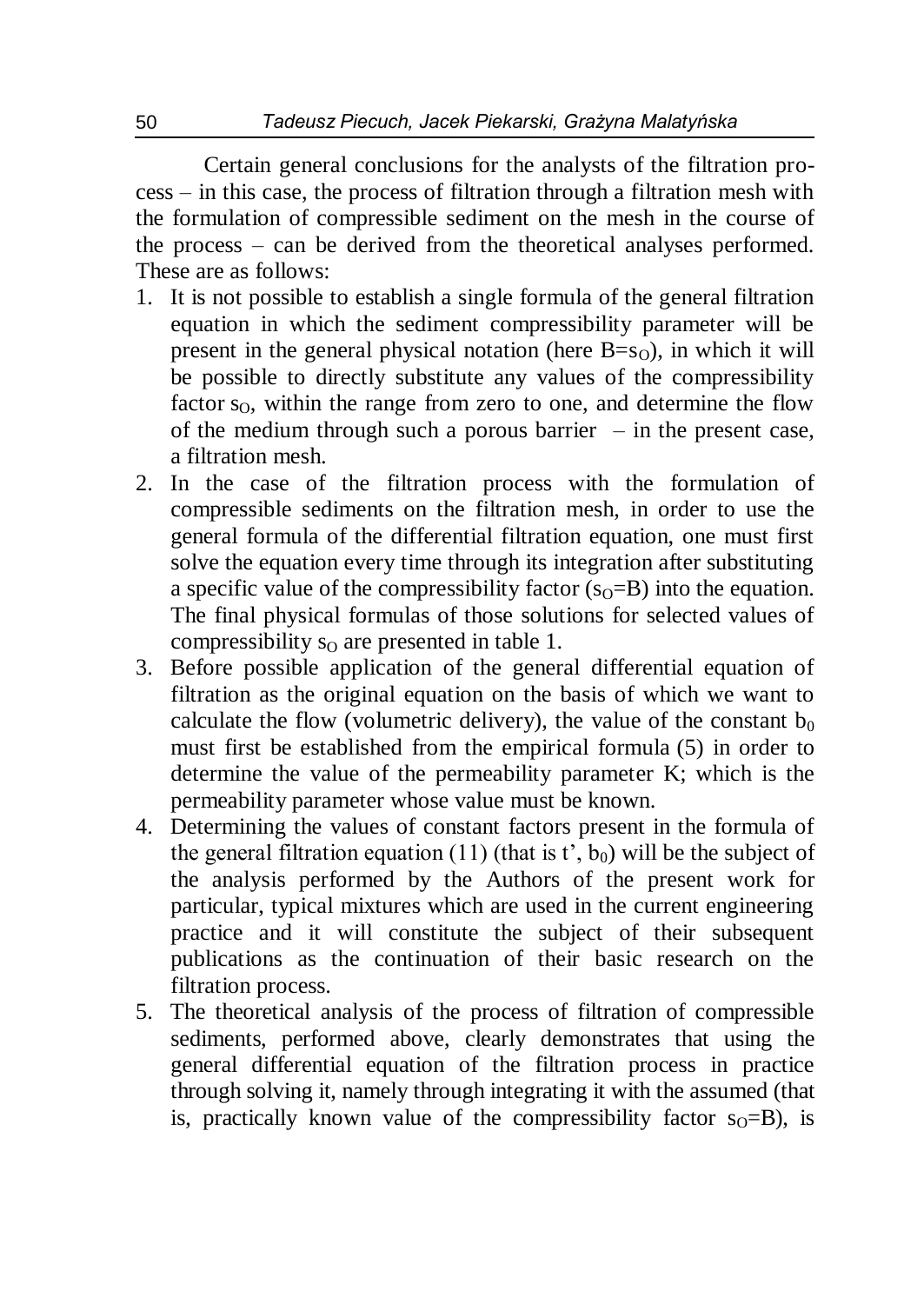Certain general conclusions for the analysts of the filtration process – in this case, the process of filtration through a filtration mesh with the formulation of compressible sediment on the mesh in the course of the process – can be derived from the theoretical analyses performed. These are as follows:

1. It is not possible to establish a single formula of the general filtration equation in which the sediment compressibility parameter will be present in the general physical notation (here $B=s_O$), in which it will be possible to directly substitute any values of the compressibility factor $s_O$, within the range from zero to one, and determine the flow of the medium through such a porous barrier – in the present case, a filtration mesh.
2. In the case of the filtration process with the formulation of compressible sediments on the filtration mesh, in order to use the general formula of the differential filtration equation, one must first solve the equation every time through its integration after substituting a specific value of the compressibility factor ($s_O=B$) into the equation. The final physical formulas of those solutions for selected values of compressibility $s_O$ are presented in table 1.
3. Before possible application of the general differential equation of filtration as the original equation on the basis of which we want to calculate the flow (volumetric delivery), the value of the constant $b_0$ must first be established from the empirical formula (5) in order to determine the value of the permeability parameter K; which is the permeability parameter whose value must be known.
4. Determining the values of constant factors present in the formula of the general filtration equation (11) (that is t', $b_0$) will be the subject of the analysis performed by the Authors of the present work for particular, typical mixtures which are used in the current engineering practice and it will constitute the subject of their subsequent publications as the continuation of their basic research on the filtration process.
5. The theoretical analysis of the process of filtration of compressible sediments, performed above, clearly demonstrates that using the general differential equation of the filtration process in practice through solving it, namely through integrating it with the assumed (that is, practically known value of the compressibility factor $s_O=B$), is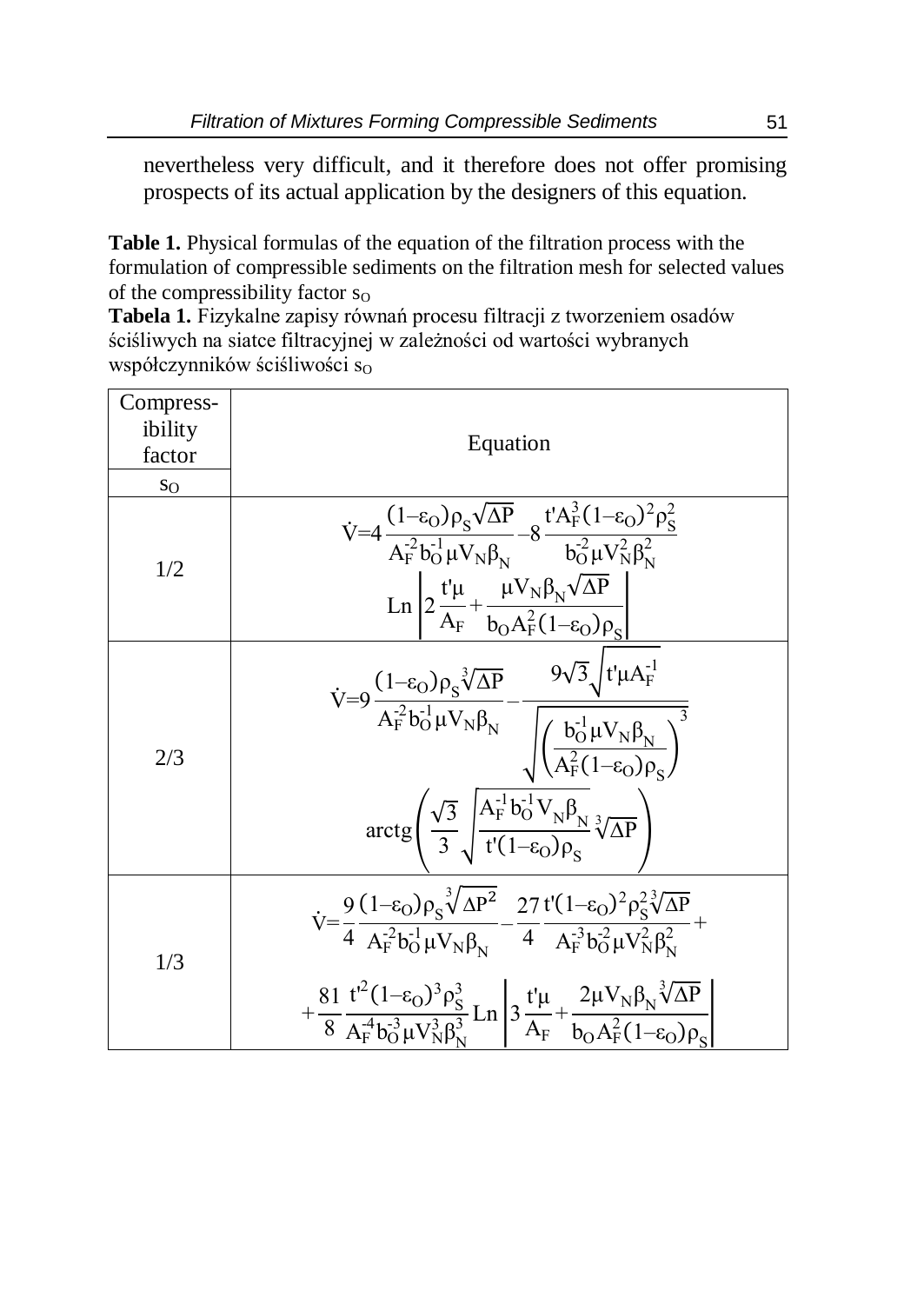nevertheless very difficult, and it therefore does not offer promising prospects of its actual application by the designers of this equation.

**Table 1.** Physical formulas of the equation of the filtration process with the formulation of compressible sediments on the filtration mesh for selected values of the compressibility factor $s_O$

**Tabela 1.** Fizykalne zapisy równań procesu filtracji z tworzeniem osadów ściśliwych na siatce filtracyjnej w zależności od wartości wybranych współczynników ściśliwości $s_O$

| Compressibility factor $s_O$ | Equation |
|---|---|
| 1/2 | $\dot{V}=4\frac{(1-\varepsilon_O)\rho_S\sqrt{\Delta P}}{A_F^{-2}b_O^{-1}\mu V_N\beta_N}-8\frac{t'A_F^3(1-\varepsilon_O)^2\rho_S^2}{b_O^{-2}\mu V_N^2\beta_N^2}\mathrm{Ln}\left\|2\frac{t'\mu}{A_F}+\frac{\mu V_N\beta_N\sqrt{\Delta P}}{b_O A_F^2(1-\varepsilon_O)\rho_S}\right\|$ |
| 2/3 | $\dot{V}=9\frac{(1-\varepsilon_O)\rho_S\sqrt[3]{\Delta P}}{A_F^{-2}b_O^{-1}\mu V_N\beta_N}-\frac{9\sqrt{3}\sqrt{t'\mu A_F^{-1}}}{\sqrt{\left(\frac{b_O^{-1}\mu V_N\beta_N}{A_F^2(1-\varepsilon_O)\rho_S}\right)^3}}\mathrm{arctg}\left(\frac{\sqrt{3}}{3}\sqrt{\frac{A_F^{-1}b_O^{-1}V_N\beta_N}{t'(1-\varepsilon_O)\rho_S}}\sqrt[3]{\Delta P}\right)$ |
| 1/3 | $\dot{V}=\frac{9}{4}\frac{(1-\varepsilon_O)\rho_S\sqrt[3]{\Delta P^2}}{A_F^{-2}b_O^{-1}\mu V_N\beta_N}-\frac{27}{4}\frac{t'(1-\varepsilon_O)^2\rho_S^2\sqrt[3]{\Delta P}}{A_F^{-3}b_O^{-2}\mu V_N^2\beta_N^2}+\frac{81}{8}\frac{t'^2(1-\varepsilon_O)^3\rho_S^3}{A_F^{-4}b_O^{-3}\mu V_N^3\beta_N^3}\mathrm{Ln}\left\|3\frac{t'\mu}{A_F}+\frac{2\mu V_N\beta_N\sqrt[3]{\Delta P}}{b_O A_F^2(1-\varepsilon_O)\rho_S}\right\|$ |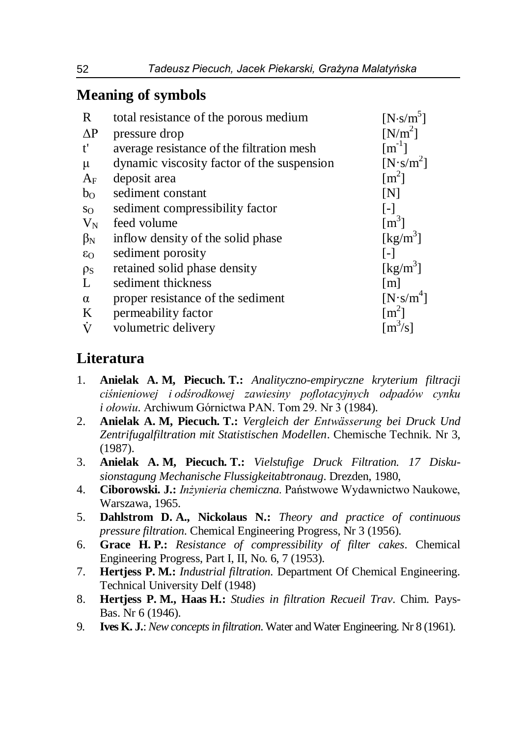## Meaning of symbols

| | | |
|---|---|---|
| $R$ | total resistance of the porous medium | $[N{\cdot}s/m^5]$ |
| $\Delta P$ | pressure drop | $[N/m^2]$ |
| $t'$ | average resistance of the filtration mesh | $[m^{-1}]$ |
| $\mu$ | dynamic viscosity factor of the suspension | $[N{\cdot}s/m^2]$ |
| $A_F$ | deposit area | $[m^2]$ |
| $b_O$ | sediment constant | $[N]$ |
| $s_O$ | sediment compressibility factor | $[-]$ |
| $V_N$ | feed volume | $[m^3]$ |
| $\beta_N$ | inflow density of the solid phase | $[kg/m^3]$ |
| $\varepsilon_O$ | sediment porosity | $[-]$ |
| $\rho_S$ | retained solid phase density | $[kg/m^3]$ |
| $L$ | sediment thickness | $[m]$ |
| $\alpha$ | proper resistance of the sediment | $[N{\cdot}s/m^4]$ |
| $K$ | permeability factor | $[m^2]$ |
| $\dot{V}$ | volumetric delivery | $[m^3/s]$ |

## Literatura

1. **Anielak A. M, Piecuch. T.:** *Analityczno-empiryczne kryterium filtracji ciśnieniowej i odśrodkowej zawiesiny poflotacyjnych odpadów cynku i ołowiu.* Archiwum Górnictwa PAN. Tom 29. Nr 3 (1984).
2. **Anielak A. M, Piecuch. T.:** *Vergleich der Entwässerung bei Druck Und Zentrifugalfiltration mit Statistischen Modellen*. Chemische Technik. Nr 3, (1987).
3. **Anielak A. M, Piecuch. T.:** *Vielstufige Druck Filtration. 17 Diskusionstagung Mechanische Flussigkeitabtronaug*. Drezden, 1980,
4. **Ciborowski. J.:** *Inżynieria chemiczna.* Państwowe Wydawnictwo Naukowe, Warszawa, 1965.
5. **Dahlstrom D. A., Nickolaus N.:** *Theory and practice of continuous pressure filtration.* Chemical Engineering Progress, Nr 3 (1956).
6. **Grace H. P.:** *Resistance of compressibility of filter cakes*. Chemical Engineering Progress, Part I, II, No. 6, 7 (1953).
7. **Hertjess P. M.:** *Industrial filtration.* Department Of Chemical Engineering. Technical University Delf (1948)
8. **Hertjess P. M., Haas H.:** *Studies in filtration Recueil Trav*. Chim. Pays-Bas. Nr 6 (1946).
9. **Ives K. J.**: *New concepts in filtration.* Water and Water Engineering. Nr 8 (1961).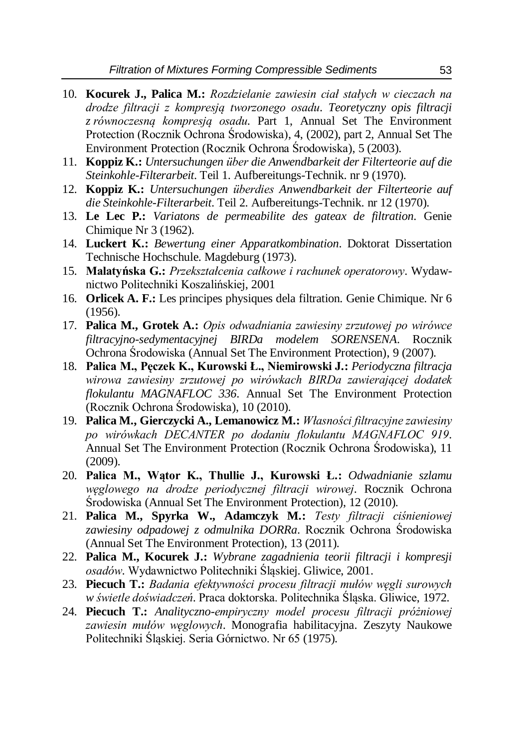10. **Kocurek J., Palica M.:** *Rozdzielanie zawiesin ciał stałych w cieczach na drodze filtracji z kompresją tworzonego osadu. Teoretyczny opis filtracji z równoczesną kompresją osadu*. Part 1, Annual Set The Environment Protection (Rocznik Ochrona Środowiska), 4, (2002), part 2, Annual Set The Environment Protection (Rocznik Ochrona Środowiska), 5 (2003).
11. **Koppiz K.:** *Untersuchungen über die Anwendbarkeit der Filterteorie auf die Steinkohle-Filterarbeit*. Teil 1. Aufbereitungs-Technik. nr 9 (1970).
12. **Koppiz K.:** *Untersuchungen überdies Anwendbarkeit der Filterteorie auf die Steinkohle-Filterarbeit*. Teil 2. Aufbereitungs-Technik. nr 12 (1970).
13. **Le Lec P.:** *Variatons de permeabilite des gateax de filtration*. Genie Chimique Nr 3 (1962).
14. **Luckert K.:** *Bewertung einer Apparatkombination*. Doktorat Dissertation Technische Hochschule. Magdeburg (1973).
15. **Malatyńska G.:** *Przekształcenia całkowe i rachunek operatorowy*. Wydawnictwo Politechniki Koszalińskiej, 2001
16. **Orlicek A. F.:** Les principes physiques dela filtration. Genie Chimique. Nr 6 (1956).
17. **Palica M., Grotek A.:** *Opis odwadniania zawiesiny zrzutowej po wirówce filtracyjno-sedymentacyjnej BIRDa modelem SORENSENA*. Rocznik Ochrona Środowiska (Annual Set The Environment Protection), 9 (2007).
18. **Palica M., Pęczek K., Kurowski Ł., Niemirowski J.:** *Periodyczna filtracja wirowa zawiesiny zrzutowej po wirówkach BIRDa zawierającej dodatek flokulantu MAGNAFLOC 336*. Annual Set The Environment Protection (Rocznik Ochrona Środowiska), 10 (2010).
19. **Palica M., Gierczycki A., Lemanowicz M.:** *Własności filtracyjne zawiesiny po wirówkach DECANTER po dodaniu flokulantu MAGNAFLOC 919*. Annual Set The Environment Protection (Rocznik Ochrona Środowiska), 11 (2009).
20. **Palica M., Wątor K., Thullie J., Kurowski Ł.:** *Odwadnianie szlamu węglowego na drodze periodycznej filtracji wirowej*. Rocznik Ochrona Środowiska (Annual Set The Environment Protection), 12 (2010).
21. **Palica M., Spyrka W., Adamczyk M.:** *Testy filtracji ciśnieniowej zawiesiny odpadowej z odmulnika DORRa*. Rocznik Ochrona Środowiska (Annual Set The Environment Protection), 13 (2011).
22. **Palica M., Kocurek J.:** *Wybrane zagadnienia teorii filtracji i kompresji osadów*. Wydawnictwo Politechniki Śląskiej. Gliwice, 2001.
23. **Piecuch T.:** *Badania efektywności procesu filtracji mułów węgli surowych w świetle doświadczeń*. Praca doktorska. Politechnika Śląska. Gliwice, 1972.
24. **Piecuch T.:** *Analityczno-empiryczny model procesu filtracji próżniowej zawiesin mułów węglowych*. Monografia habilitacyjna. Zeszyty Naukowe Politechniki Śląskiej. Seria Górnictwo. Nr 65 (1975).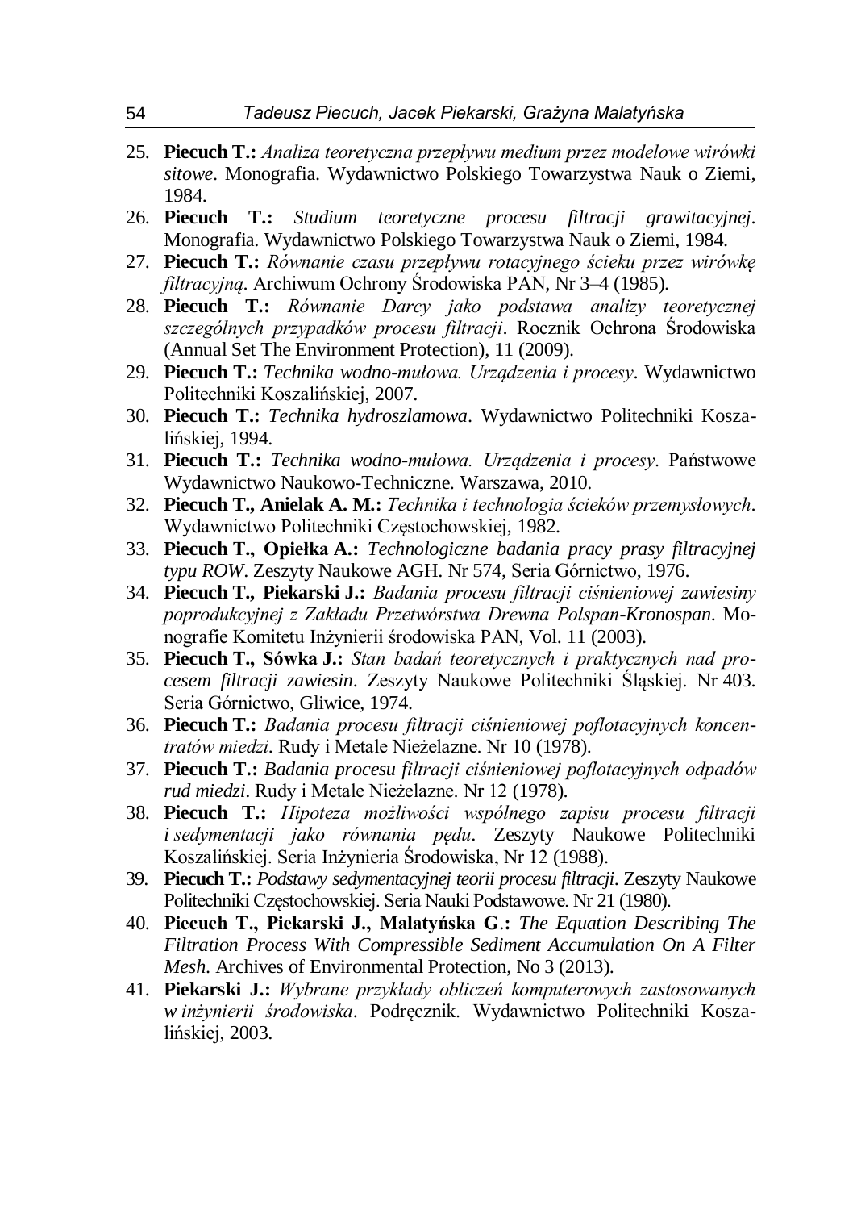25. **Piecuch T.:** *Analiza teoretyczna przepływu medium przez modelowe wirówki sitowe*. Monografia. Wydawnictwo Polskiego Towarzystwa Nauk o Ziemi, 1984.
26. **Piecuch T.:** *Studium teoretyczne procesu filtracji grawitacyjnej*. Monografia. Wydawnictwo Polskiego Towarzystwa Nauk o Ziemi, 1984.
27. **Piecuch T.:** *Równanie czasu przepływu rotacyjnego ścieku przez wirówkę filtracyjną*. Archiwum Ochrony Środowiska PAN, Nr 3–4 (1985).
28. **Piecuch T.:** *Równanie Darcy jako podstawa analizy teoretycznej szczególnych przypadków procesu filtracji*. Rocznik Ochrona Środowiska (Annual Set The Environment Protection), 11 (2009).
29. **Piecuch T.:** *Technika wodno-mułowa. Urządzenia i procesy*. Wydawnictwo Politechniki Koszalińskiej, 2007.
30. **Piecuch T.:** *Technika hydroszlamowa*. Wydawnictwo Politechniki Koszalińskiej, 1994.
31. **Piecuch T.:** *Technika wodno-mułowa. Urządzenia i procesy*. Państwowe Wydawnictwo Naukowo-Techniczne. Warszawa, 2010.
32. **Piecuch T., Anielak A. M.:** *Technika i technologia ścieków przemysłowych*. Wydawnictwo Politechniki Częstochowskiej, 1982.
33. **Piecuch T., Opiełka A.:** *Technologiczne badania pracy prasy filtracyjnej typu ROW*. Zeszyty Naukowe AGH. Nr 574, Seria Górnictwo, 1976.
34. **Piecuch T., Piekarski J.:** *Badania procesu filtracji ciśnieniowej zawiesiny poprodukcyjnej z Zakładu Przetwórstwa Drewna Polspan-Kronospan*. Monografie Komitetu Inżynierii środowiska PAN, Vol. 11 (2003).
35. **Piecuch T., Sówka J.:** *Stan badań teoretycznych i praktycznych nad procesem filtracji zawiesin*. Zeszyty Naukowe Politechniki Śląskiej. Nr 403. Seria Górnictwo, Gliwice, 1974.
36. **Piecuch T.:** *Badania procesu filtracji ciśnieniowej poflotacyjnych koncentratów miedzi*. Rudy i Metale Nieżelazne. Nr 10 (1978).
37. **Piecuch T.:** *Badania procesu filtracji ciśnieniowej poflotacyjnych odpadów rud miedzi*. Rudy i Metale Nieżelazne. Nr 12 (1978).
38. **Piecuch T.:** *Hipoteza możliwości wspólnego zapisu procesu filtracji i sedymentacji jako równania pędu*. Zeszyty Naukowe Politechniki Koszalińskiej. Seria Inżynieria Środowiska, Nr 12 (1988).
39. **Piecuch T.:** *Podstawy sedymentacyjnej teorii procesu filtracji*. Zeszyty Naukowe Politechniki Częstochowskiej. Seria Nauki Podstawowe. Nr 21 (1980).
40. **Piecuch T., Piekarski J., Malatyńska G.:** *The Equation Describing The Filtration Process With Compressible Sediment Accumulation On A Filter Mesh*. Archives of Environmental Protection, No 3 (2013).
41. **Piekarski J.:** *Wybrane przykłady obliczeń komputerowych zastosowanych w inżynierii środowiska*. Podręcznik. Wydawnictwo Politechniki Koszalińskiej, 2003.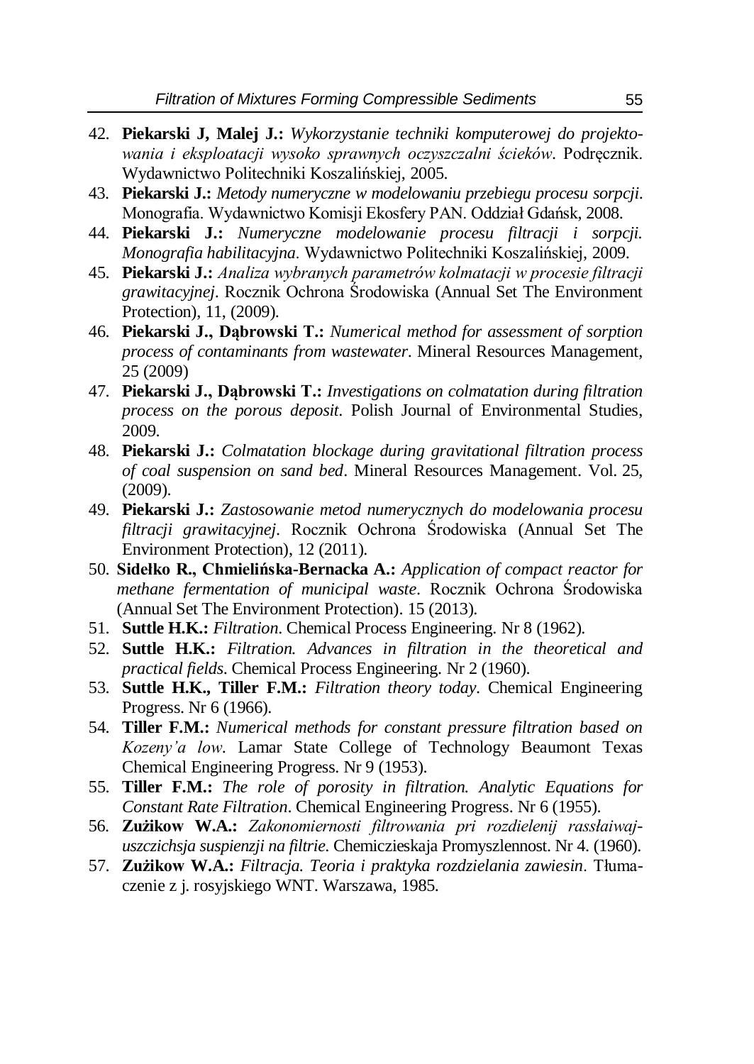42. **Piekarski J, Malej J.:** *Wykorzystanie techniki komputerowej do projektowania i eksploatacji wysoko sprawnych oczyszczalni ścieków*. Podręcznik. Wydawnictwo Politechniki Koszalińskiej, 2005.
43. **Piekarski J.:** *Metody numeryczne w modelowaniu przebiegu procesu sorpcji*. Monografia. Wydawnictwo Komisji Ekosfery PAN. Oddział Gdańsk, 2008.
44. **Piekarski J.:** *Numeryczne modelowanie procesu filtracji i sorpcji. Monografia habilitacyjna*. Wydawnictwo Politechniki Koszalińskiej, 2009.
45. **Piekarski J.:** *Analiza wybranych parametrów kolmatacji w procesie filtracji grawitacyjnej*. Rocznik Ochrona Środowiska (Annual Set The Environment Protection), 11, (2009).
46. **Piekarski J., Dąbrowski T.:** *Numerical method for assessment of sorption process of contaminants from wastewater*. Mineral Resources Management, 25 (2009)
47. **Piekarski J., Dąbrowski T.:** *Investigations on colmatation during filtration process on the porous deposit*. Polish Journal of Environmental Studies, 2009.
48. **Piekarski J.:** *Colmatation blockage during gravitational filtration process of coal suspension on sand bed*. Mineral Resources Management. Vol. 25, (2009).
49. **Piekarski J.:** *Zastosowanie metod numerycznych do modelowania procesu filtracji grawitacyjnej*. Rocznik Ochrona Środowiska (Annual Set The Environment Protection), 12 (2011).
50. **Sidełko R., Chmielińska-Bernacka A.:** *Application of compact reactor for methane fermentation of municipal waste*. Rocznik Ochrona Środowiska (Annual Set The Environment Protection). 15 (2013).
51. **Suttle H.K.:** *Filtration*. Chemical Process Engineering. Nr 8 (1962).
52. **Suttle H.K.:** *Filtration. Advances in filtration in the theoretical and practical fields*. Chemical Process Engineering. Nr 2 (1960).
53. **Suttle H.K., Tiller F.M.:** *Filtration theory today*. Chemical Engineering Progress. Nr 6 (1966).
54. **Tiller F.M.:** *Numerical methods for constant pressure filtration based on Kozeny'a low*. Lamar State College of Technology Beaumont Texas Chemical Engineering Progress. Nr 9 (1953).
55. **Tiller F.M.:** *The role of porosity in filtration. Analytic Equations for Constant Rate Filtration*. Chemical Engineering Progress. Nr 6 (1955).
56. **Zużikow W.A.:** *Zakonomiernosti filtrowania pri rozdielenij rassłaiwajuszczichsja suspienzji na filtrie*. Chemiczieskaja Promyszlennost. Nr 4. (1960).
57. **Zużikow W.A.:** *Filtracja. Teoria i praktyka rozdzielania zawiesin*. Tłumaczenie z j. rosyjskiego WNT. Warszawa, 1985.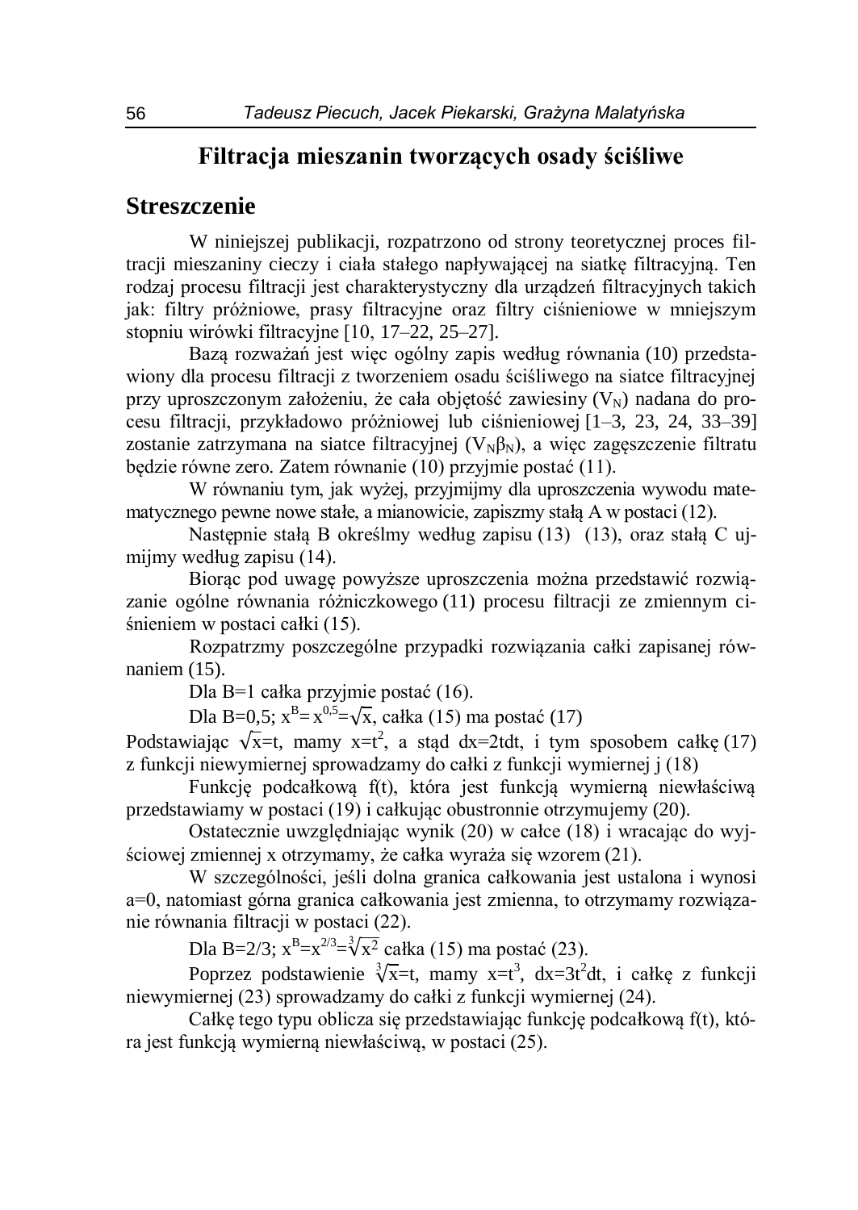# Filtracja mieszanin tworzących osady ściśliwe

## Streszczenie

W niniejszej publikacji, rozpatrzono od strony teoretycznej proces filtracji mieszaniny cieczy i ciała stałego napływającej na siatkę filtracyjną. Ten rodzaj procesu filtracji jest charakterystyczny dla urządzeń filtracyjnych takich jak: filtry próżniowe, prasy filtracyjne oraz filtry ciśnieniowe w mniejszym stopniu wirówki filtracyjne [10, 17–22, 25–27].

Bazą rozważań jest więc ogólny zapis według równania (10) przedstawiony dla procesu filtracji z tworzeniem osadu ściśliwego na siatce filtracyjnej przy uproszczonym założeniu, że cała objętość zawiesiny ($V_N$) nadana do procesu filtracji, przykładowo próżniowej lub ciśnieniowej [1–3, 23, 24, 33–39] zostanie zatrzymana na siatce filtracyjnej ($V_N\beta_N$), a więc zagęszczenie filtratu będzie równe zero. Zatem równanie (10) przyjmie postać (11).

W równaniu tym, jak wyżej, przyjmijmy dla uproszczenia wywodu matematycznego pewne nowe stałe, a mianowicie, zapiszmy stałą A w postaci (12).

Następnie stałą B określmy według zapisu (13) (13), oraz stałą C ujmijmy według zapisu (14).

Biorąc pod uwagę powyższe uproszczenia można przedstawić rozwiązanie ogólne równania różniczkowego (11) procesu filtracji ze zmiennym ciśnieniem w postaci całki (15).

Rozpatrzmy poszczególne przypadki rozwiązania całki zapisanej równaniem (15).

Dla B=1 całka przyjmie postać (16).

Dla B=0,5; $x^B= x^{0,5}=\sqrt{x}$, całka (15) ma postać (17)

Podstawiając $\sqrt{x}=t$, mamy $x=t^2$, a stąd $dx=2tdt$, i tym sposobem całkę (17) z funkcji niewymiernej sprowadzamy do całki z funkcji wymiernej j (18)

Funkcję podcałkową f(t), która jest funkcją wymierną niewłaściwą przedstawiamy w postaci (19) i całkując obustronnie otrzymujemy (20).

Ostatecznie uwzględniając wynik (20) w całce (18) i wracając do wyjściowej zmiennej x otrzymamy, że całka wyraża się wzorem (21).

W szczególności, jeśli dolna granica całkowania jest ustalona i wynosi a=0, natomiast górna granica całkowania jest zmienna, to otrzymamy rozwiązanie równania filtracji w postaci (22).

Dla B=2/3; $x^B=x^{2/3}=\sqrt[3]{x^2}$ całka (15) ma postać (23).

Poprzez podstawienie $\sqrt[3]{x}=t$, mamy $x=t^3$, $dx=3t^2dt$, i całkę z funkcji niewymiernej (23) sprowadzamy do całki z funkcji wymiernej (24).

Całkę tego typu oblicza się przedstawiając funkcję podcałkową f(t), która jest funkcją wymierną niewłaściwą, w postaci (25).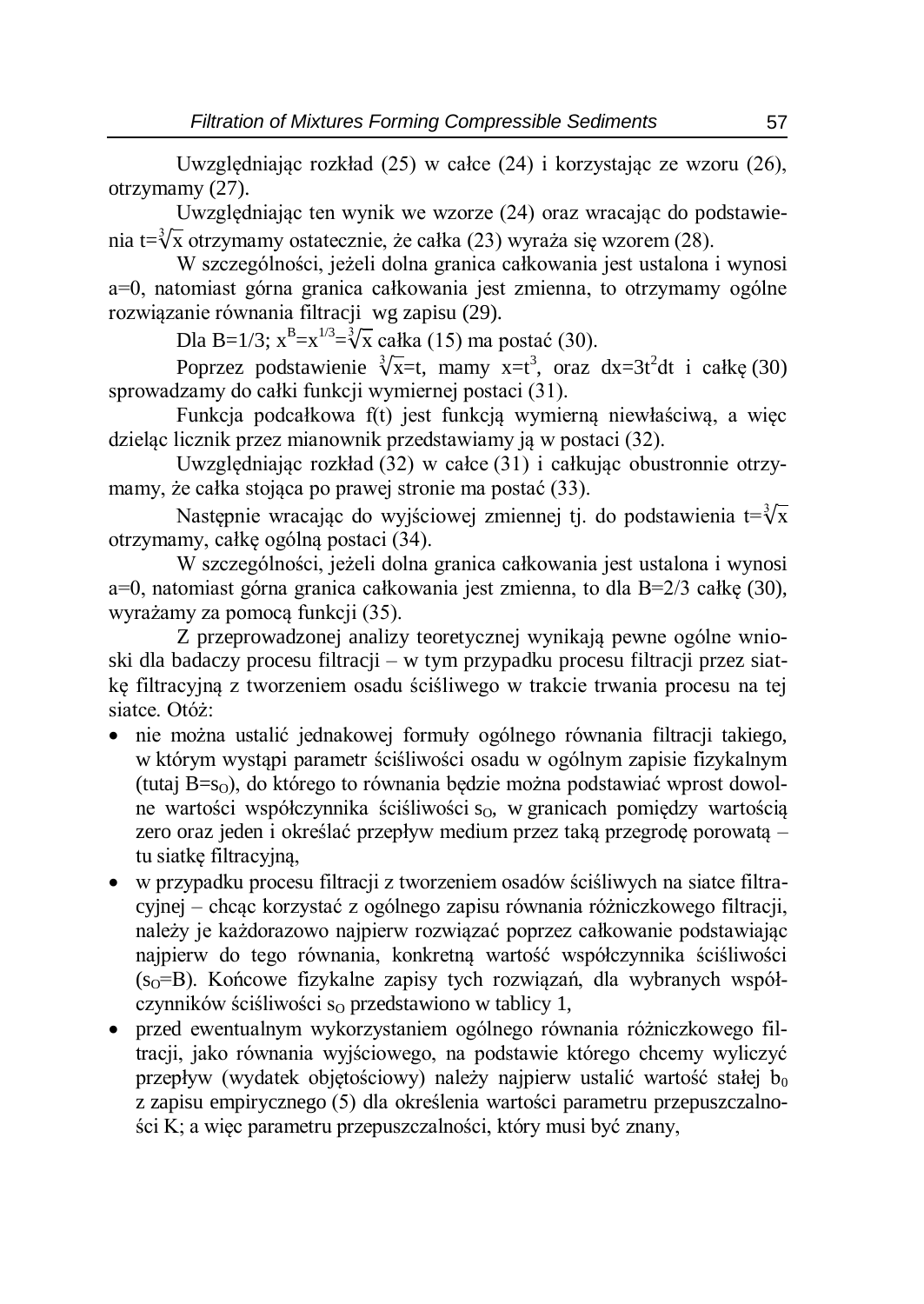Uwzględniając rozkład (25) w całce (24) i korzystając ze wzoru (26), otrzymamy (27).

Uwzględniając ten wynik we wzorze (24) oraz wracając do podstawienia $t=\sqrt[3]{x}$ otrzymamy ostatecznie, że całka (23) wyraża się wzorem (28).

W szczególności, jeżeli dolna granica całkowania jest ustalona i wynosi a=0, natomiast górna granica całkowania jest zmienna, to otrzymamy ogólne rozwiązanie równania filtracji wg zapisu (29).

Dla B=1/3; $x^B=x^{1/3}=\sqrt[3]{x}$ całka (15) ma postać (30).

Poprzez podstawienie $\sqrt[3]{x}=t$, mamy $x=t^3$, oraz $dx=3t^2dt$ i całkę (30) sprowadzamy do całki funkcji wymiernej postaci (31).

Funkcja podcałkowa f(t) jest funkcją wymierną niewłaściwą, a więc dzieląc licznik przez mianownik przedstawiamy ją w postaci (32).

Uwzględniając rozkład (32) w całce (31) i całkując obustronnie otrzymamy, że całka stojąca po prawej stronie ma postać (33).

Następnie wracając do wyjściowej zmiennej tj. do podstawienia $t=\sqrt[3]{x}$ otrzymamy, całkę ogólną postaci (34).

W szczególności, jeżeli dolna granica całkowania jest ustalona i wynosi a=0, natomiast górna granica całkowania jest zmienna, to dla B=2/3 całkę (30), wyrażamy za pomocą funkcji (35).

Z przeprowadzonej analizy teoretycznej wynikają pewne ogólne wnioski dla badaczy procesu filtracji – w tym przypadku procesu filtracji przez siatkę filtracyjną z tworzeniem osadu ściśliwego w trakcie trwania procesu na tej siatce. Otóż:

- nie można ustalić jednakowej formuły ogólnego równania filtracji takiego, w którym wystąpi parametr ściśliwości osadu w ogólnym zapisie fizykalnym (tutaj $B=s_O$), do którego to równania będzie można podstawiać wprost dowolne wartości współczynnika ściśliwości $s_O$, w granicach pomiędzy wartością zero oraz jeden i określać przepływ medium przez taką przegrodę porowatą – tu siatkę filtracyjną,
- w przypadku procesu filtracji z tworzeniem osadów ściśliwych na siatce filtracyjnej – chcąc korzystać z ogólnego zapisu równania różniczkowego filtracji, należy je każdorazowo najpierw rozwiązać poprzez całkowanie podstawiając najpierw do tego równania, konkretną wartość współczynnika ściśliwości ($s_O=B$). Końcowe fizykalne zapisy tych rozwiązań, dla wybranych współczynników ściśliwości $s_O$ przedstawiono w tablicy 1,
- przed ewentualnym wykorzystaniem ogólnego równania różniczkowego filtracji, jako równania wyjściowego, na podstawie którego chcemy wyliczyć przepływ (wydatek objętościowy) należy najpierw ustalić wartość stałej $b_0$ z zapisu empirycznego (5) dla określenia wartości parametru przepuszczalności K; a więc parametru przepuszczalności, który musi być znany,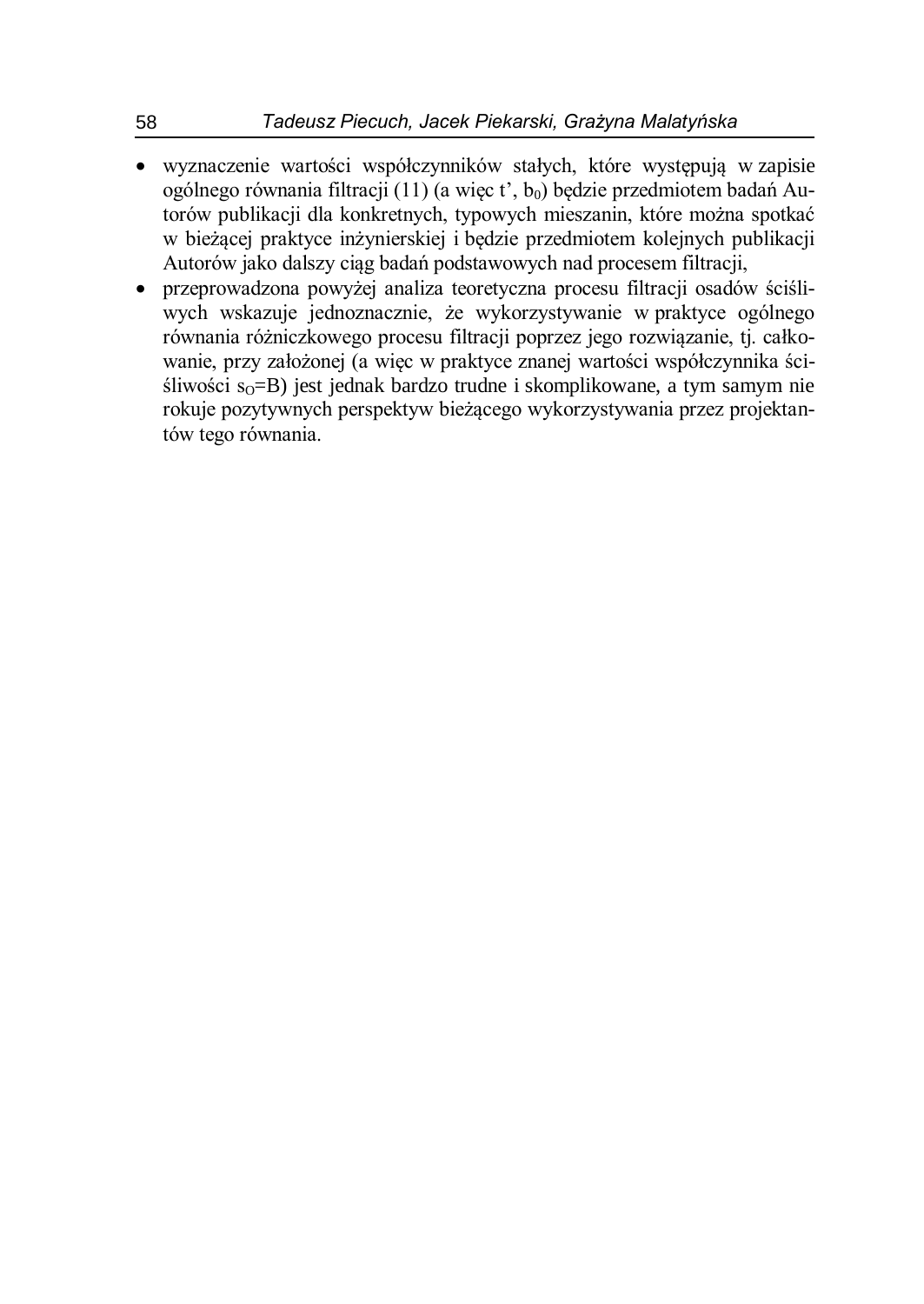- wyznaczenie wartości współczynników stałych, które występują w zapisie ogólnego równania filtracji (11) (a więc t', $b_0$) będzie przedmiotem badań Autorów publikacji dla konkretnych, typowych mieszanin, które można spotkać w bieżącej praktyce inżynierskiej i będzie przedmiotem kolejnych publikacji Autorów jako dalszy ciąg badań podstawowych nad procesem filtracji,
- przeprowadzona powyżej analiza teoretyczna procesu filtracji osadów ściśliwych wskazuje jednoznacznie, że wykorzystywanie w praktyce ogólnego równania różniczkowego procesu filtracji poprzez jego rozwiązanie, tj. całkowanie, przy założonej (a więc w praktyce znanej wartości współczynnika ściśliwości $s_O$=B) jest jednak bardzo trudne i skomplikowane, a tym samym nie rokuje pozytywnych perspektyw bieżącego wykorzystywania przez projektantów tego równania.